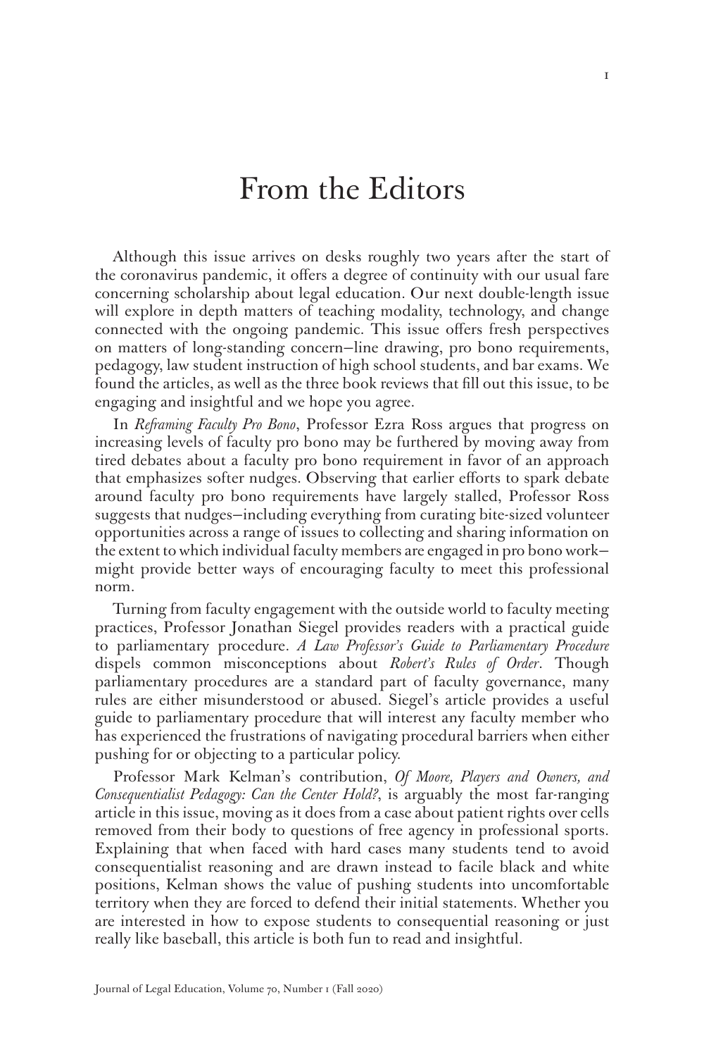# From the Editors

Although this issue arrives on desks roughly two years after the start of the coronavirus pandemic, it offers a degree of continuity with our usual fare concerning scholarship about legal education. Our next double-length issue will explore in depth matters of teaching modality, technology, and change connected with the ongoing pandemic. This issue offers fresh perspectives on matters of long-standing concern—line drawing, pro bono requirements, pedagogy, law student instruction of high school students, and bar exams. We found the articles, as well as the three book reviews that fill out this issue, to be engaging and insightful and we hope you agree.

In *Reframing Faculty Pro Bono*, Professor Ezra Ross argues that progress on increasing levels of faculty pro bono may be furthered by moving away from tired debates about a faculty pro bono requirement in favor of an approach that emphasizes softer nudges. Observing that earlier efforts to spark debate around faculty pro bono requirements have largely stalled, Professor Ross suggests that nudges—including everything from curating bite-sized volunteer opportunities across a range of issues to collecting and sharing information on the extent to which individual faculty members are engaged in pro bono work—might provide better ways of encouraging faculty to meet this professional norm.

Turning from faculty engagement with the outside world to faculty meeting practices, Professor Jonathan Siegel provides readers with a practical guide to parliamentary procedure. *A Law Professor's Guide to Parliamentary Procedure* dispels common misconceptions about *Robert's Rules of Order*. Though parliamentary procedures are a standard part of faculty governance, many rules are either misunderstood or abused. Siegel's article provides a useful guide to parliamentary procedure that will interest any faculty member who has experienced the frustrations of navigating procedural barriers when either pushing for or objecting to a particular policy.

Professor Mark Kelman's contribution, *Of Moore, Players and Owners, and Consequentialist Pedagogy: Can the Center Hold?*, is arguably the most far-ranging article in this issue, moving as it does from a case about patient rights over cells removed from their body to questions of free agency in professional sports. Explaining that when faced with hard cases many students tend to avoid consequentialist reasoning and are drawn instead to facile black and white positions, Kelman shows the value of pushing students into uncomfortable territory when they are forced to defend their initial statements. Whether you are interested in how to expose students to consequential reasoning or just really like baseball, this article is both fun to read and insightful.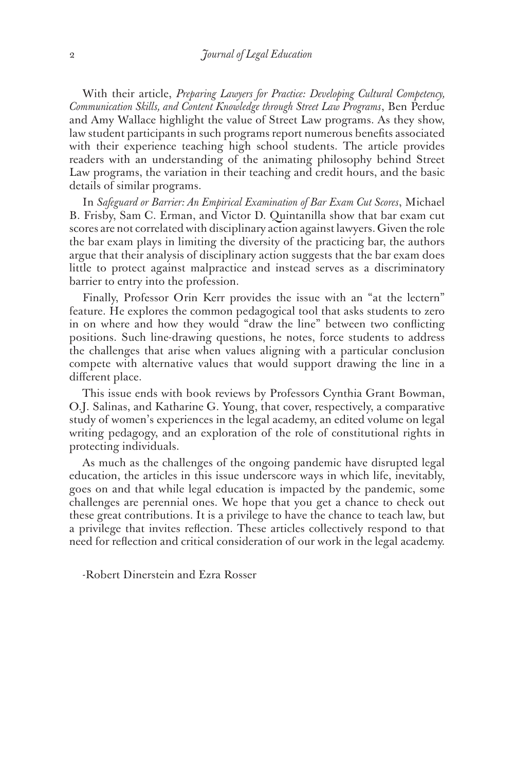With their article, *Preparing Lawyers for Practice: Developing Cultural Competency, Communication Skills, and Content Knowledge through Street Law Programs*, Ben Perdue and Amy Wallace highlight the value of Street Law programs. As they show, law student participants in such programs report numerous benefits associated with their experience teaching high school students. The article provides readers with an understanding of the animating philosophy behind Street Law programs, the variation in their teaching and credit hours, and the basic details of similar programs.

In *Safeguard or Barrier: An Empirical Examination of Bar Exam Cut Scores*, Michael B. Frisby, Sam C. Erman, and Victor D. Quintanilla show that bar exam cut scores are not correlated with disciplinary action against lawyers. Given the role the bar exam plays in limiting the diversity of the practicing bar, the authors argue that their analysis of disciplinary action suggests that the bar exam does little to protect against malpractice and instead serves as a discriminatory barrier to entry into the profession.

Finally, Professor Orin Kerr provides the issue with an "at the lectern" feature. He explores the common pedagogical tool that asks students to zero in on where and how they would "draw the line" between two conflicting positions. Such line-drawing questions, he notes, force students to address the challenges that arise when values aligning with a particular conclusion compete with alternative values that would support drawing the line in a different place.

This issue ends with book reviews by Professors Cynthia Grant Bowman, O.J. Salinas, and Katharine G. Young, that cover, respectively, a comparative study of women's experiences in the legal academy, an edited volume on legal writing pedagogy, and an exploration of the role of constitutional rights in protecting individuals.

As much as the challenges of the ongoing pandemic have disrupted legal education, the articles in this issue underscore ways in which life, inevitably, goes on and that while legal education is impacted by the pandemic, some challenges are perennial ones. We hope that you get a chance to check out these great contributions. It is a privilege to have the chance to teach law, but a privilege that invites reflection. These articles collectively respond to that need for reflection and critical consideration of our work in the legal academy.

-Robert Dinerstein and Ezra Rosser